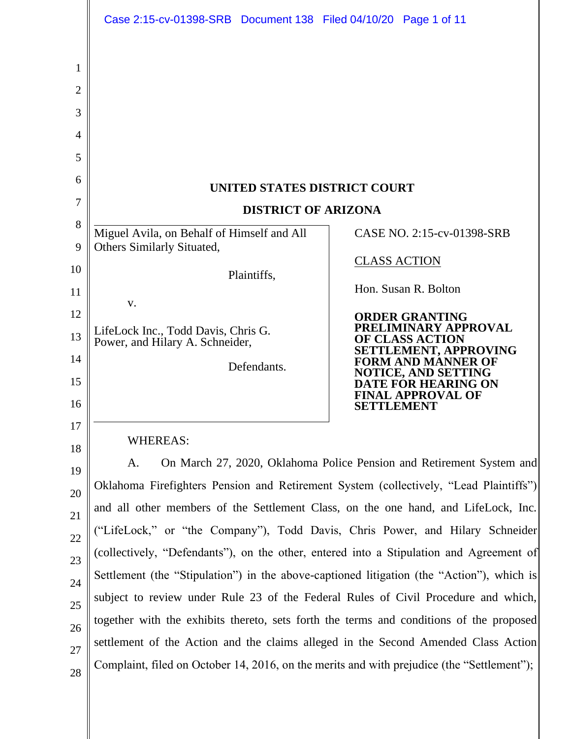**UNITED STATES DISTRICT COURT**

**DISTRICT OF ARIZONA**

| | |
|---|---|
| Miguel Avila, on Behalf of Himself and All Others Similarly Situated,<br><br>Plaintiffs,<br><br>v.<br><br>LifeLock Inc., Todd Davis, Chris G. Power, and Hilary A. Schneider,<br><br>Defendants. | CASE NO. 2:15-cv-01398-SRB<br><br>CLASS ACTION<br><br>Hon. Susan R. Bolton<br><br>**ORDER GRANTING PRELIMINARY APPROVAL OF CLASS ACTION SETTLEMENT, APPROVING FORM AND MANNER OF NOTICE, AND SETTING DATE FOR HEARING ON FINAL APPROVAL OF SETTLEMENT** |

WHEREAS:

A. On March 27, 2020, Oklahoma Police Pension and Retirement System and Oklahoma Firefighters Pension and Retirement System (collectively, "Lead Plaintiffs") and all other members of the Settlement Class, on the one hand, and LifeLock, Inc. ("LifeLock," or "the Company"), Todd Davis, Chris Power, and Hilary Schneider (collectively, "Defendants"), on the other, entered into a Stipulation and Agreement of Settlement (the "Stipulation") in the above-captioned litigation (the "Action"), which is subject to review under Rule 23 of the Federal Rules of Civil Procedure and which, together with the exhibits thereto, sets forth the terms and conditions of the proposed settlement of the Action and the claims alleged in the Second Amended Class Action Complaint, filed on October 14, 2016, on the merits and with prejudice (the "Settlement");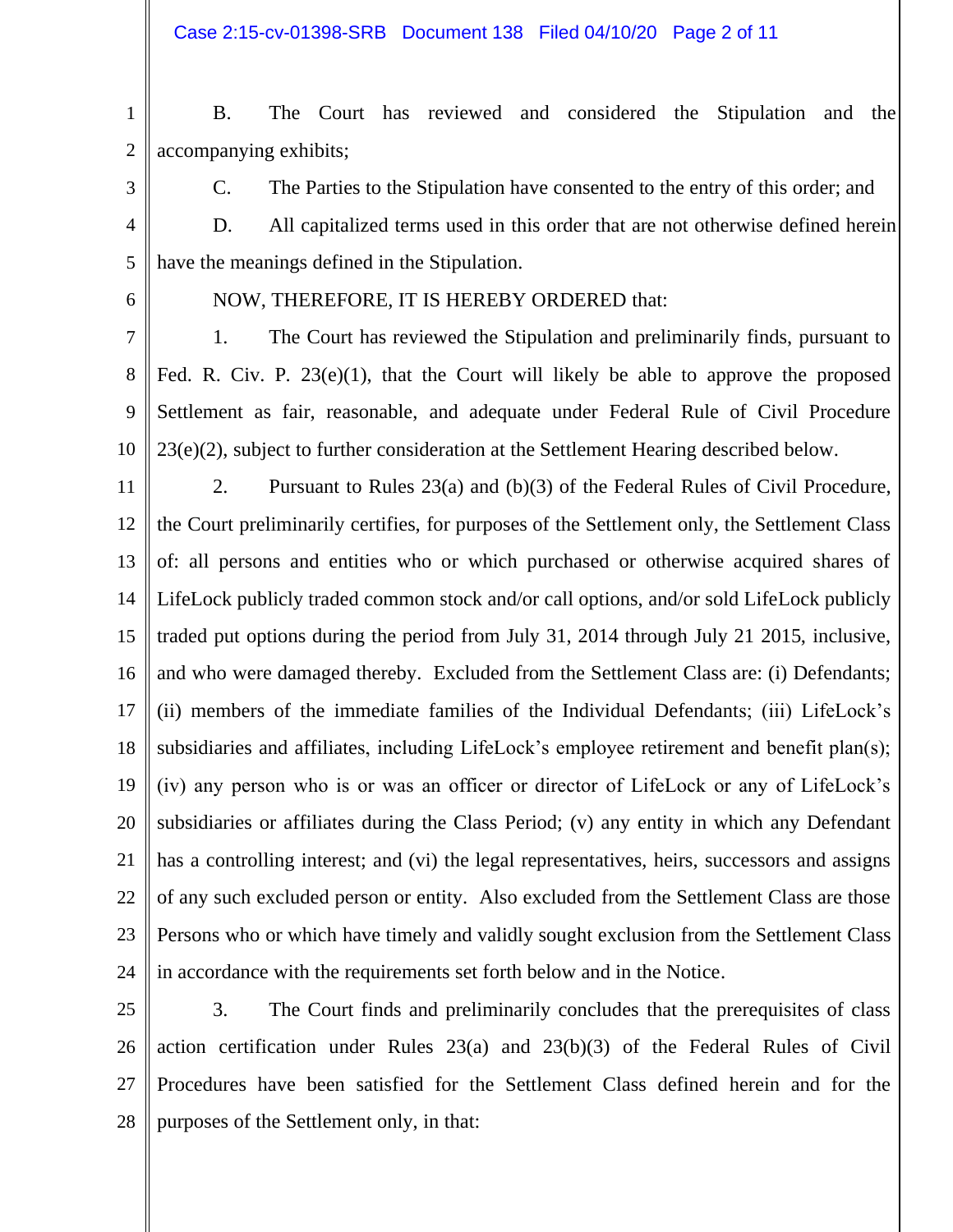B. The Court has reviewed and considered the Stipulation and the accompanying exhibits;

C. The Parties to the Stipulation have consented to the entry of this order; and

D. All capitalized terms used in this order that are not otherwise defined herein have the meanings defined in the Stipulation.

NOW, THEREFORE, IT IS HEREBY ORDERED that:

1. The Court has reviewed the Stipulation and preliminarily finds, pursuant to Fed. R. Civ. P. 23(e)(1), that the Court will likely be able to approve the proposed Settlement as fair, reasonable, and adequate under Federal Rule of Civil Procedure 23(e)(2), subject to further consideration at the Settlement Hearing described below.

2. Pursuant to Rules 23(a) and (b)(3) of the Federal Rules of Civil Procedure, the Court preliminarily certifies, for purposes of the Settlement only, the Settlement Class of: all persons and entities who or which purchased or otherwise acquired shares of LifeLock publicly traded common stock and/or call options, and/or sold LifeLock publicly traded put options during the period from July 31, 2014 through July 21 2015, inclusive, and who were damaged thereby. Excluded from the Settlement Class are: (i) Defendants; (ii) members of the immediate families of the Individual Defendants; (iii) LifeLock's subsidiaries and affiliates, including LifeLock's employee retirement and benefit plan(s); (iv) any person who is or was an officer or director of LifeLock or any of LifeLock's subsidiaries or affiliates during the Class Period; (v) any entity in which any Defendant has a controlling interest; and (vi) the legal representatives, heirs, successors and assigns of any such excluded person or entity. Also excluded from the Settlement Class are those Persons who or which have timely and validly sought exclusion from the Settlement Class in accordance with the requirements set forth below and in the Notice.

3. The Court finds and preliminarily concludes that the prerequisites of class action certification under Rules 23(a) and 23(b)(3) of the Federal Rules of Civil Procedures have been satisfied for the Settlement Class defined herein and for the purposes of the Settlement only, in that: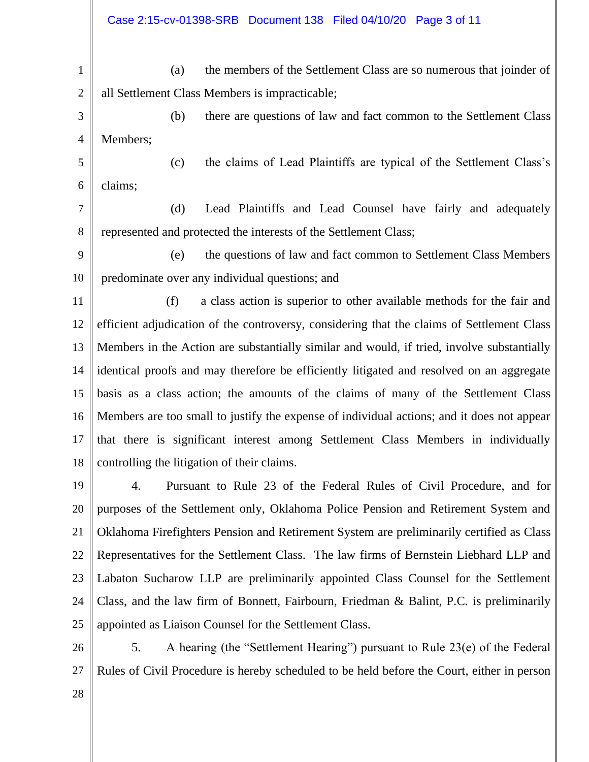(a) the members of the Settlement Class are so numerous that joinder of all Settlement Class Members is impracticable;

(b) there are questions of law and fact common to the Settlement Class Members;

(c) the claims of Lead Plaintiffs are typical of the Settlement Class's claims;

(d) Lead Plaintiffs and Lead Counsel have fairly and adequately represented and protected the interests of the Settlement Class;

(e) the questions of law and fact common to Settlement Class Members predominate over any individual questions; and

(f) a class action is superior to other available methods for the fair and efficient adjudication of the controversy, considering that the claims of Settlement Class Members in the Action are substantially similar and would, if tried, involve substantially identical proofs and may therefore be efficiently litigated and resolved on an aggregate basis as a class action; the amounts of the claims of many of the Settlement Class Members are too small to justify the expense of individual actions; and it does not appear that there is significant interest among Settlement Class Members in individually controlling the litigation of their claims.

4. Pursuant to Rule 23 of the Federal Rules of Civil Procedure, and for purposes of the Settlement only, Oklahoma Police Pension and Retirement System and Oklahoma Firefighters Pension and Retirement System are preliminarily certified as Class Representatives for the Settlement Class. The law firms of Bernstein Liebhard LLP and Labaton Sucharow LLP are preliminarily appointed Class Counsel for the Settlement Class, and the law firm of Bonnett, Fairbourn, Friedman & Balint, P.C. is preliminarily appointed as Liaison Counsel for the Settlement Class.

5. A hearing (the "Settlement Hearing") pursuant to Rule 23(e) of the Federal Rules of Civil Procedure is hereby scheduled to be held before the Court, either in person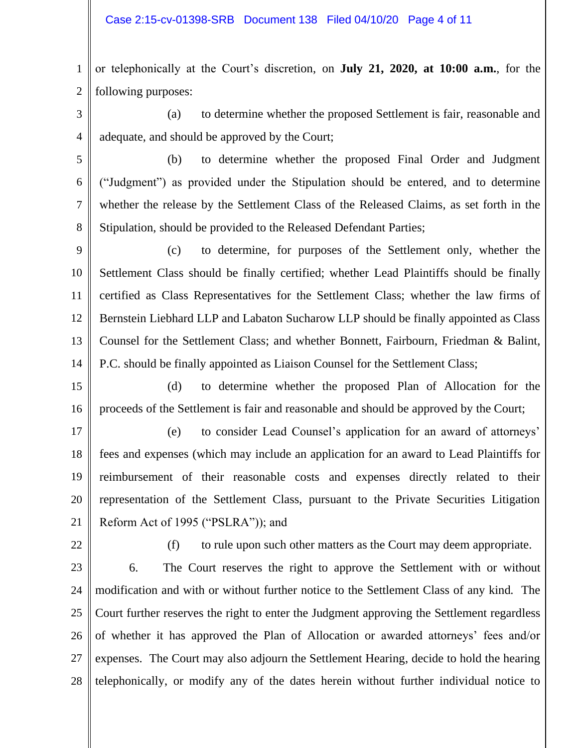or telephonically at the Court's discretion, on **July 21, 2020, at 10:00 a.m.**, for the following purposes:

(a) to determine whether the proposed Settlement is fair, reasonable and adequate, and should be approved by the Court;

(b) to determine whether the proposed Final Order and Judgment ("Judgment") as provided under the Stipulation should be entered, and to determine whether the release by the Settlement Class of the Released Claims, as set forth in the Stipulation, should be provided to the Released Defendant Parties;

(c) to determine, for purposes of the Settlement only, whether the Settlement Class should be finally certified; whether Lead Plaintiffs should be finally certified as Class Representatives for the Settlement Class; whether the law firms of Bernstein Liebhard LLP and Labaton Sucharow LLP should be finally appointed as Class Counsel for the Settlement Class; and whether Bonnett, Fairbourn, Friedman & Balint, P.C. should be finally appointed as Liaison Counsel for the Settlement Class;

(d) to determine whether the proposed Plan of Allocation for the proceeds of the Settlement is fair and reasonable and should be approved by the Court;

(e) to consider Lead Counsel's application for an award of attorneys' fees and expenses (which may include an application for an award to Lead Plaintiffs for reimbursement of their reasonable costs and expenses directly related to their representation of the Settlement Class, pursuant to the Private Securities Litigation Reform Act of 1995 ("PSLRA")); and

(f) to rule upon such other matters as the Court may deem appropriate.

6. The Court reserves the right to approve the Settlement with or without modification and with or without further notice to the Settlement Class of any kind. The Court further reserves the right to enter the Judgment approving the Settlement regardless of whether it has approved the Plan of Allocation or awarded attorneys' fees and/or expenses. The Court may also adjourn the Settlement Hearing, decide to hold the hearing telephonically, or modify any of the dates herein without further individual notice to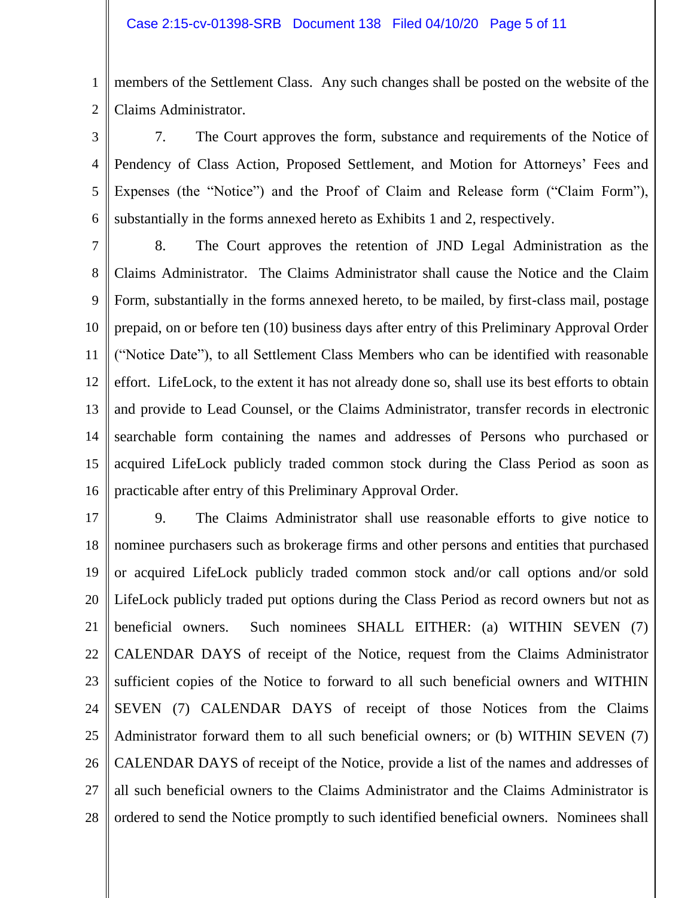members of the Settlement Class. Any such changes shall be posted on the website of the Claims Administrator.

7. The Court approves the form, substance and requirements of the Notice of Pendency of Class Action, Proposed Settlement, and Motion for Attorneys' Fees and Expenses (the "Notice") and the Proof of Claim and Release form ("Claim Form"), substantially in the forms annexed hereto as Exhibits 1 and 2, respectively.

8. The Court approves the retention of JND Legal Administration as the Claims Administrator. The Claims Administrator shall cause the Notice and the Claim Form, substantially in the forms annexed hereto, to be mailed, by first-class mail, postage prepaid, on or before ten (10) business days after entry of this Preliminary Approval Order ("Notice Date"), to all Settlement Class Members who can be identified with reasonable effort. LifeLock, to the extent it has not already done so, shall use its best efforts to obtain and provide to Lead Counsel, or the Claims Administrator, transfer records in electronic searchable form containing the names and addresses of Persons who purchased or acquired LifeLock publicly traded common stock during the Class Period as soon as practicable after entry of this Preliminary Approval Order.

9. The Claims Administrator shall use reasonable efforts to give notice to nominee purchasers such as brokerage firms and other persons and entities that purchased or acquired LifeLock publicly traded common stock and/or call options and/or sold LifeLock publicly traded put options during the Class Period as record owners but not as beneficial owners. Such nominees SHALL EITHER: (a) WITHIN SEVEN (7) CALENDAR DAYS of receipt of the Notice, request from the Claims Administrator sufficient copies of the Notice to forward to all such beneficial owners and WITHIN SEVEN (7) CALENDAR DAYS of receipt of those Notices from the Claims Administrator forward them to all such beneficial owners; or (b) WITHIN SEVEN (7) CALENDAR DAYS of receipt of the Notice, provide a list of the names and addresses of all such beneficial owners to the Claims Administrator and the Claims Administrator is ordered to send the Notice promptly to such identified beneficial owners. Nominees shall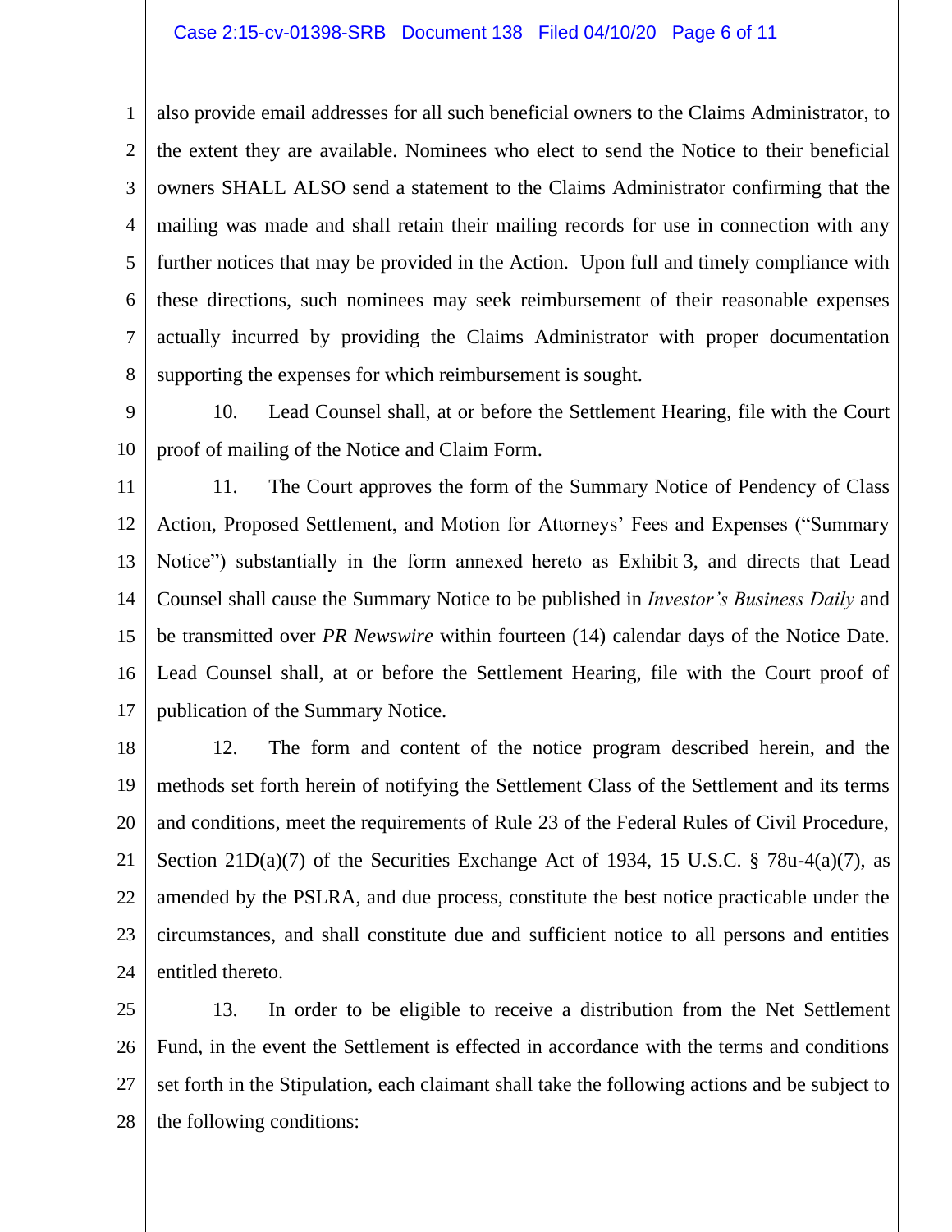also provide email addresses for all such beneficial owners to the Claims Administrator, to the extent they are available. Nominees who elect to send the Notice to their beneficial owners SHALL ALSO send a statement to the Claims Administrator confirming that the mailing was made and shall retain their mailing records for use in connection with any further notices that may be provided in the Action. Upon full and timely compliance with these directions, such nominees may seek reimbursement of their reasonable expenses actually incurred by providing the Claims Administrator with proper documentation supporting the expenses for which reimbursement is sought.

10. Lead Counsel shall, at or before the Settlement Hearing, file with the Court proof of mailing of the Notice and Claim Form.

11. The Court approves the form of the Summary Notice of Pendency of Class Action, Proposed Settlement, and Motion for Attorneys' Fees and Expenses ("Summary Notice") substantially in the form annexed hereto as Exhibit 3, and directs that Lead Counsel shall cause the Summary Notice to be published in *Investor's Business Daily* and be transmitted over *PR Newswire* within fourteen (14) calendar days of the Notice Date. Lead Counsel shall, at or before the Settlement Hearing, file with the Court proof of publication of the Summary Notice.

12. The form and content of the notice program described herein, and the methods set forth herein of notifying the Settlement Class of the Settlement and its terms and conditions, meet the requirements of Rule 23 of the Federal Rules of Civil Procedure, Section 21D(a)(7) of the Securities Exchange Act of 1934, 15 U.S.C. § 78u-4(a)(7), as amended by the PSLRA, and due process, constitute the best notice practicable under the circumstances, and shall constitute due and sufficient notice to all persons and entities entitled thereto.

13. In order to be eligible to receive a distribution from the Net Settlement Fund, in the event the Settlement is effected in accordance with the terms and conditions set forth in the Stipulation, each claimant shall take the following actions and be subject to the following conditions: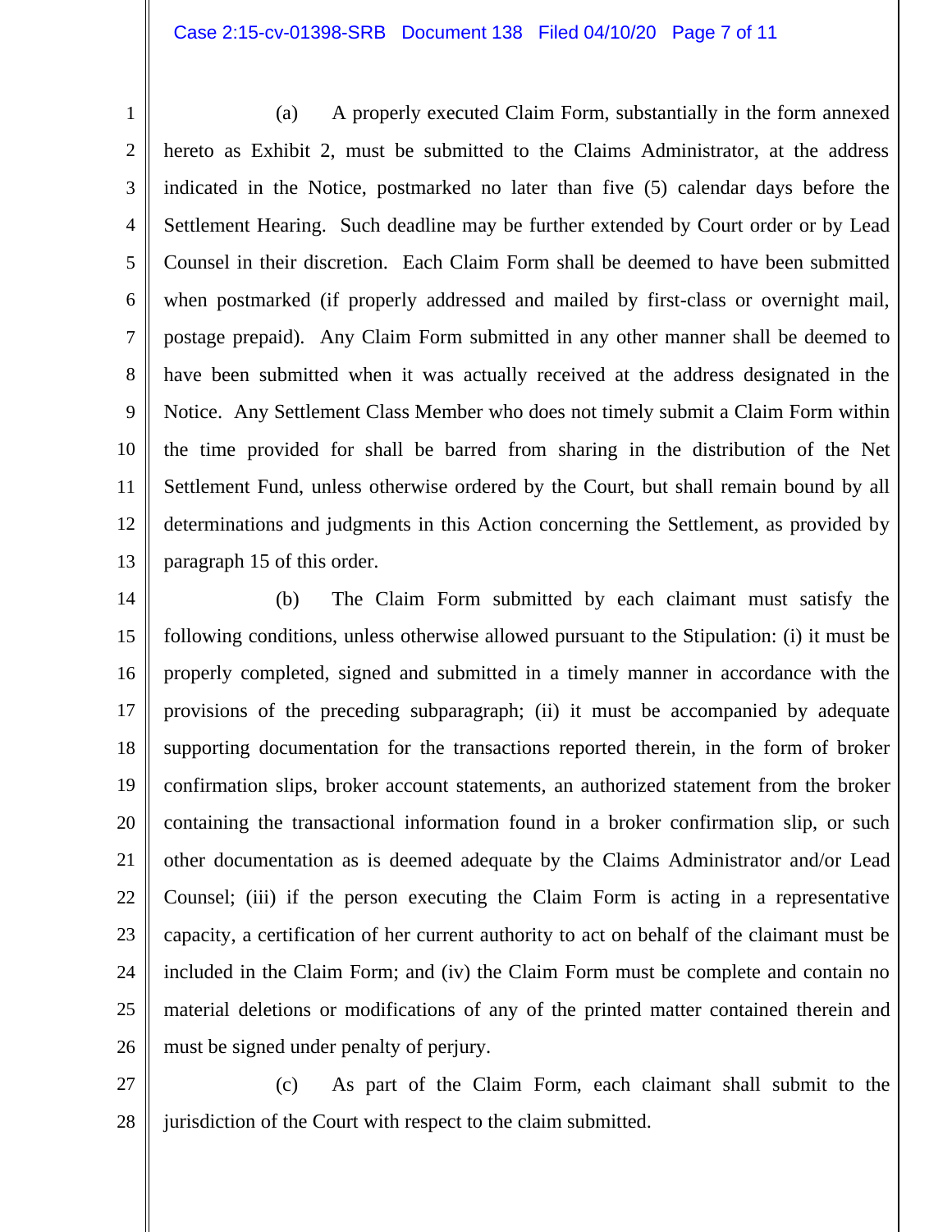(a) A properly executed Claim Form, substantially in the form annexed hereto as Exhibit 2, must be submitted to the Claims Administrator, at the address indicated in the Notice, postmarked no later than five (5) calendar days before the Settlement Hearing. Such deadline may be further extended by Court order or by Lead Counsel in their discretion. Each Claim Form shall be deemed to have been submitted when postmarked (if properly addressed and mailed by first-class or overnight mail, postage prepaid). Any Claim Form submitted in any other manner shall be deemed to have been submitted when it was actually received at the address designated in the Notice. Any Settlement Class Member who does not timely submit a Claim Form within the time provided for shall be barred from sharing in the distribution of the Net Settlement Fund, unless otherwise ordered by the Court, but shall remain bound by all determinations and judgments in this Action concerning the Settlement, as provided by paragraph 15 of this order.

(b) The Claim Form submitted by each claimant must satisfy the following conditions, unless otherwise allowed pursuant to the Stipulation: (i) it must be properly completed, signed and submitted in a timely manner in accordance with the provisions of the preceding subparagraph; (ii) it must be accompanied by adequate supporting documentation for the transactions reported therein, in the form of broker confirmation slips, broker account statements, an authorized statement from the broker containing the transactional information found in a broker confirmation slip, or such other documentation as is deemed adequate by the Claims Administrator and/or Lead Counsel; (iii) if the person executing the Claim Form is acting in a representative capacity, a certification of her current authority to act on behalf of the claimant must be included in the Claim Form; and (iv) the Claim Form must be complete and contain no material deletions or modifications of any of the printed matter contained therein and must be signed under penalty of perjury.

(c) As part of the Claim Form, each claimant shall submit to the jurisdiction of the Court with respect to the claim submitted.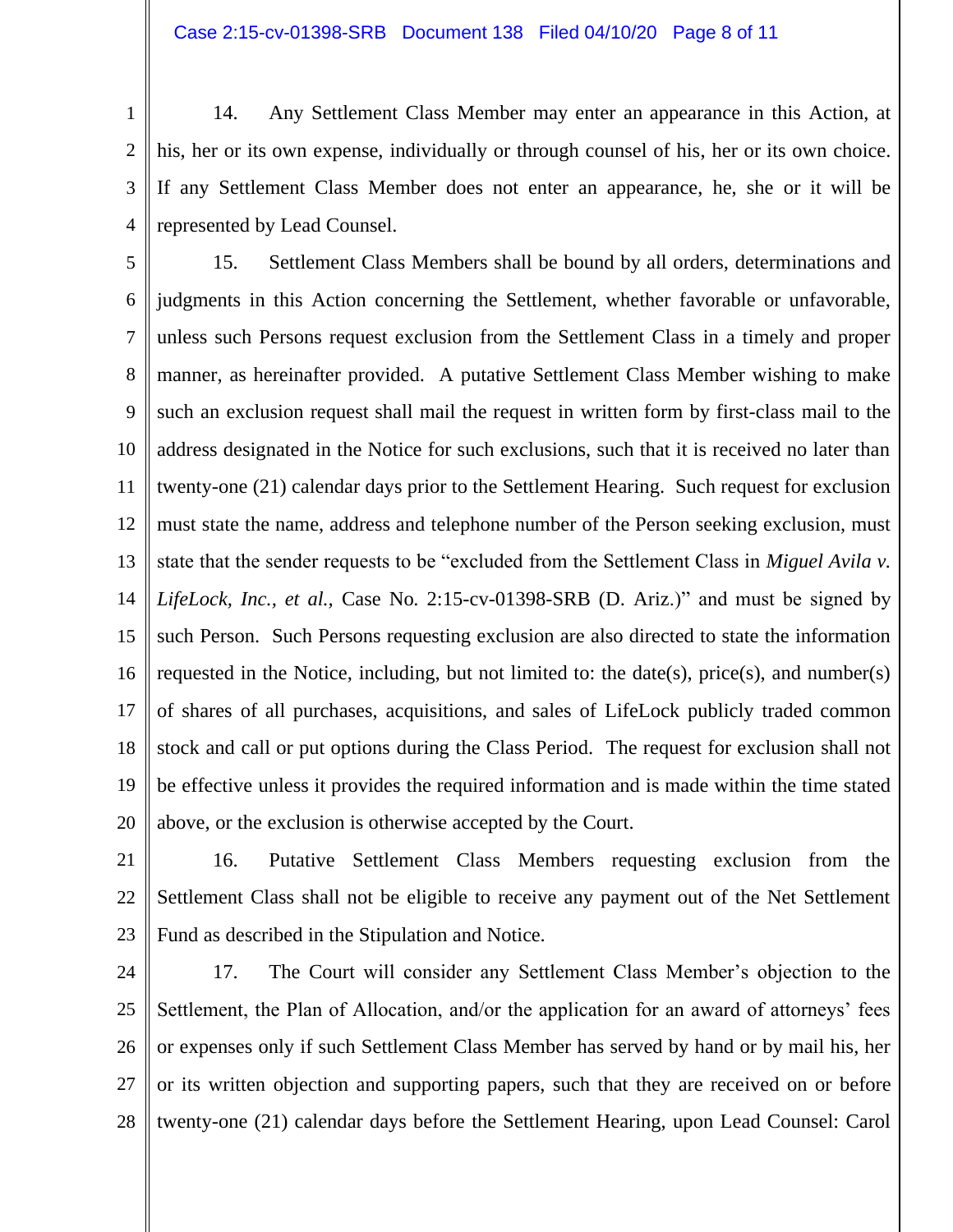14. Any Settlement Class Member may enter an appearance in this Action, at his, her or its own expense, individually or through counsel of his, her or its own choice. If any Settlement Class Member does not enter an appearance, he, she or it will be represented by Lead Counsel.

15. Settlement Class Members shall be bound by all orders, determinations and judgments in this Action concerning the Settlement, whether favorable or unfavorable, unless such Persons request exclusion from the Settlement Class in a timely and proper manner, as hereinafter provided. A putative Settlement Class Member wishing to make such an exclusion request shall mail the request in written form by first-class mail to the address designated in the Notice for such exclusions, such that it is received no later than twenty-one (21) calendar days prior to the Settlement Hearing. Such request for exclusion must state the name, address and telephone number of the Person seeking exclusion, must state that the sender requests to be "excluded from the Settlement Class in *Miguel Avila v. LifeLock, Inc., et al.*, Case No. 2:15-cv-01398-SRB (D. Ariz.)" and must be signed by such Person. Such Persons requesting exclusion are also directed to state the information requested in the Notice, including, but not limited to: the date(s), price(s), and number(s) of shares of all purchases, acquisitions, and sales of LifeLock publicly traded common stock and call or put options during the Class Period. The request for exclusion shall not be effective unless it provides the required information and is made within the time stated above, or the exclusion is otherwise accepted by the Court.

16. Putative Settlement Class Members requesting exclusion from the Settlement Class shall not be eligible to receive any payment out of the Net Settlement Fund as described in the Stipulation and Notice.

17. The Court will consider any Settlement Class Member's objection to the Settlement, the Plan of Allocation, and/or the application for an award of attorneys' fees or expenses only if such Settlement Class Member has served by hand or by mail his, her or its written objection and supporting papers, such that they are received on or before twenty-one (21) calendar days before the Settlement Hearing, upon Lead Counsel: Carol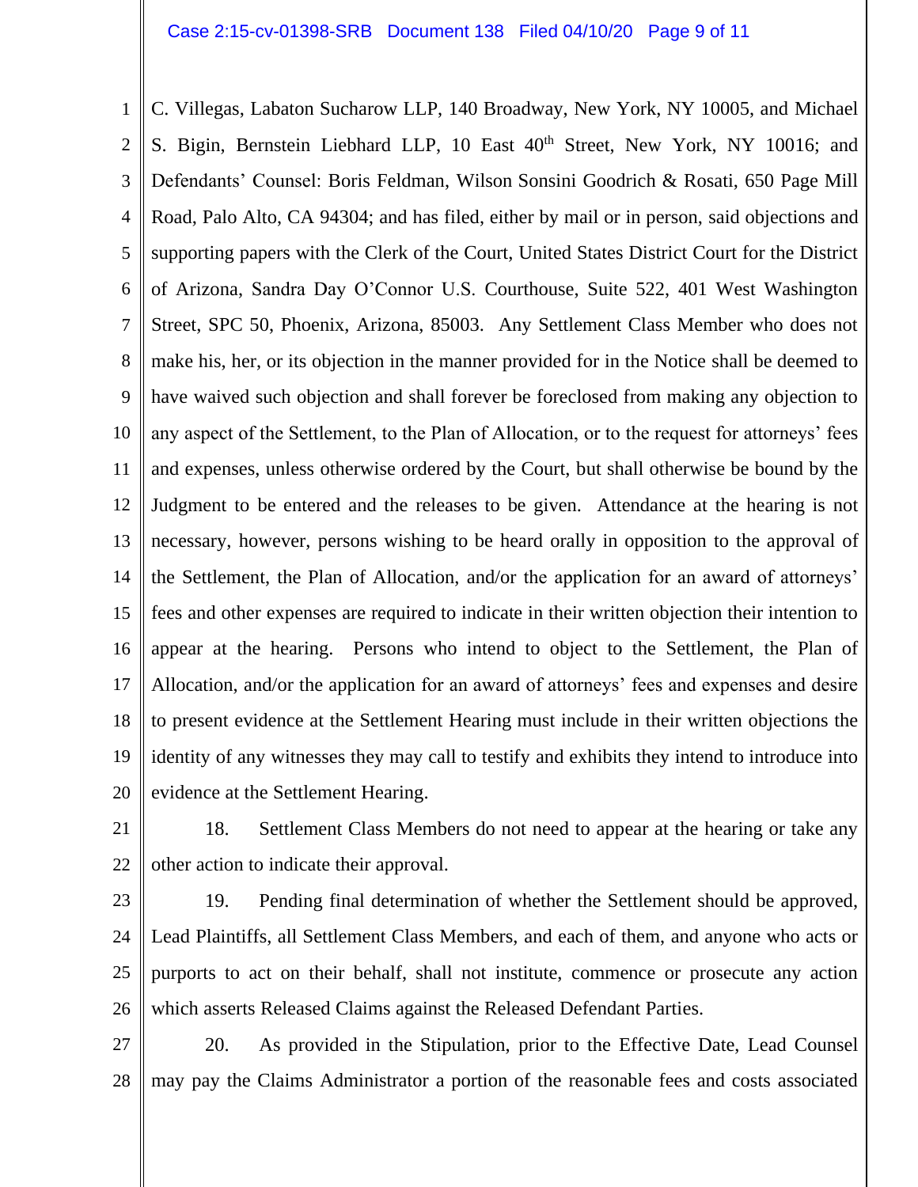C. Villegas, Labaton Sucharow LLP, 140 Broadway, New York, NY 10005, and Michael S. Bigin, Bernstein Liebhard LLP, 10 East 40th Street, New York, NY 10016; and Defendants' Counsel: Boris Feldman, Wilson Sonsini Goodrich & Rosati, 650 Page Mill Road, Palo Alto, CA 94304; and has filed, either by mail or in person, said objections and supporting papers with the Clerk of the Court, United States District Court for the District of Arizona, Sandra Day O'Connor U.S. Courthouse, Suite 522, 401 West Washington Street, SPC 50, Phoenix, Arizona, 85003. Any Settlement Class Member who does not make his, her, or its objection in the manner provided for in the Notice shall be deemed to have waived such objection and shall forever be foreclosed from making any objection to any aspect of the Settlement, to the Plan of Allocation, or to the request for attorneys' fees and expenses, unless otherwise ordered by the Court, but shall otherwise be bound by the Judgment to be entered and the releases to be given. Attendance at the hearing is not necessary, however, persons wishing to be heard orally in opposition to the approval of the Settlement, the Plan of Allocation, and/or the application for an award of attorneys' fees and other expenses are required to indicate in their written objection their intention to appear at the hearing. Persons who intend to object to the Settlement, the Plan of Allocation, and/or the application for an award of attorneys' fees and expenses and desire to present evidence at the Settlement Hearing must include in their written objections the identity of any witnesses they may call to testify and exhibits they intend to introduce into evidence at the Settlement Hearing.

18. Settlement Class Members do not need to appear at the hearing or take any other action to indicate their approval.

19. Pending final determination of whether the Settlement should be approved, Lead Plaintiffs, all Settlement Class Members, and each of them, and anyone who acts or purports to act on their behalf, shall not institute, commence or prosecute any action which asserts Released Claims against the Released Defendant Parties.

20. As provided in the Stipulation, prior to the Effective Date, Lead Counsel may pay the Claims Administrator a portion of the reasonable fees and costs associated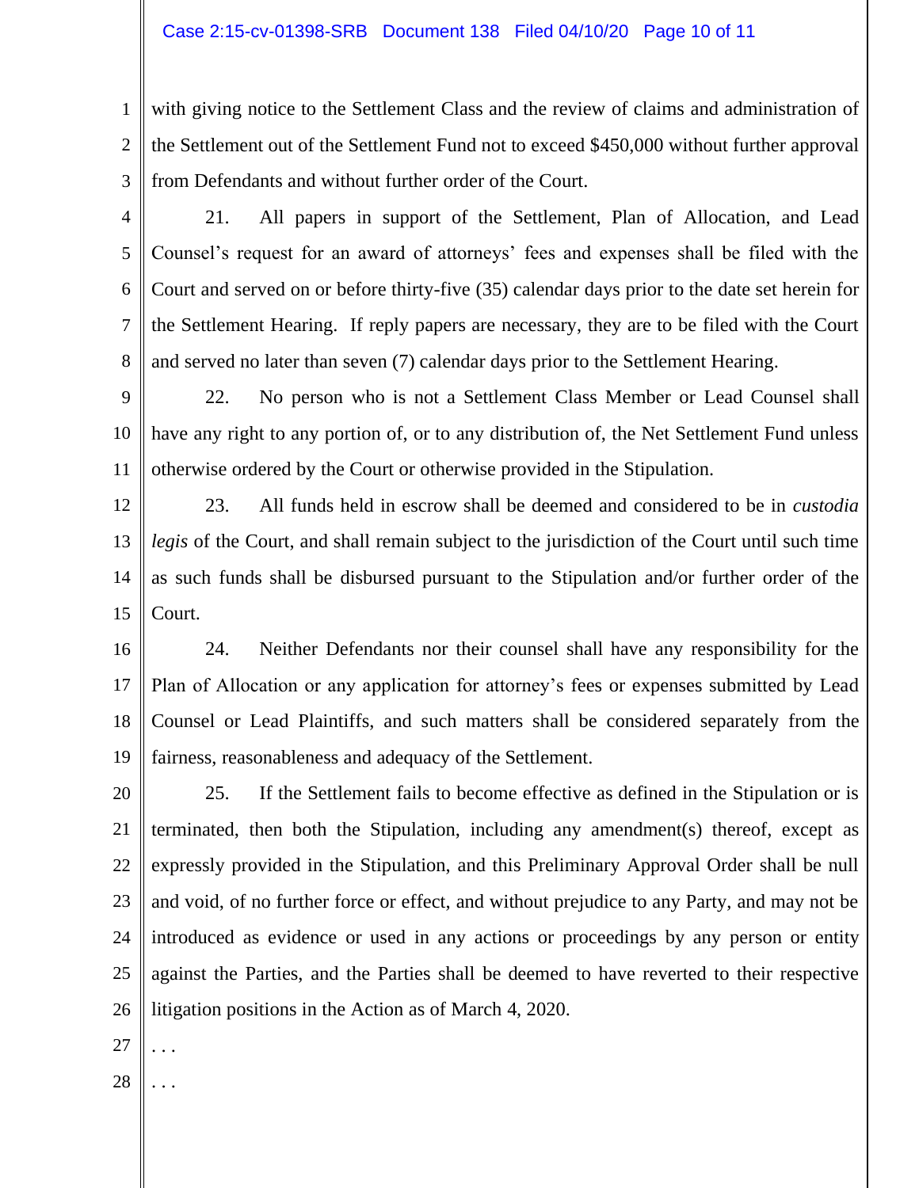with giving notice to the Settlement Class and the review of claims and administration of the Settlement out of the Settlement Fund not to exceed $450,000 without further approval from Defendants and without further order of the Court.

21. All papers in support of the Settlement, Plan of Allocation, and Lead Counsel's request for an award of attorneys' fees and expenses shall be filed with the Court and served on or before thirty-five (35) calendar days prior to the date set herein for the Settlement Hearing. If reply papers are necessary, they are to be filed with the Court and served no later than seven (7) calendar days prior to the Settlement Hearing.

22. No person who is not a Settlement Class Member or Lead Counsel shall have any right to any portion of, or to any distribution of, the Net Settlement Fund unless otherwise ordered by the Court or otherwise provided in the Stipulation.

23. All funds held in escrow shall be deemed and considered to be in *custodia legis* of the Court, and shall remain subject to the jurisdiction of the Court until such time as such funds shall be disbursed pursuant to the Stipulation and/or further order of the Court.

24. Neither Defendants nor their counsel shall have any responsibility for the Plan of Allocation or any application for attorney's fees or expenses submitted by Lead Counsel or Lead Plaintiffs, and such matters shall be considered separately from the fairness, reasonableness and adequacy of the Settlement.

25. If the Settlement fails to become effective as defined in the Stipulation or is terminated, then both the Stipulation, including any amendment(s) thereof, except as expressly provided in the Stipulation, and this Preliminary Approval Order shall be null and void, of no further force or effect, and without prejudice to any Party, and may not be introduced as evidence or used in any actions or proceedings by any person or entity against the Parties, and the Parties shall be deemed to have reverted to their respective litigation positions in the Action as of March 4, 2020.

. . .

. . .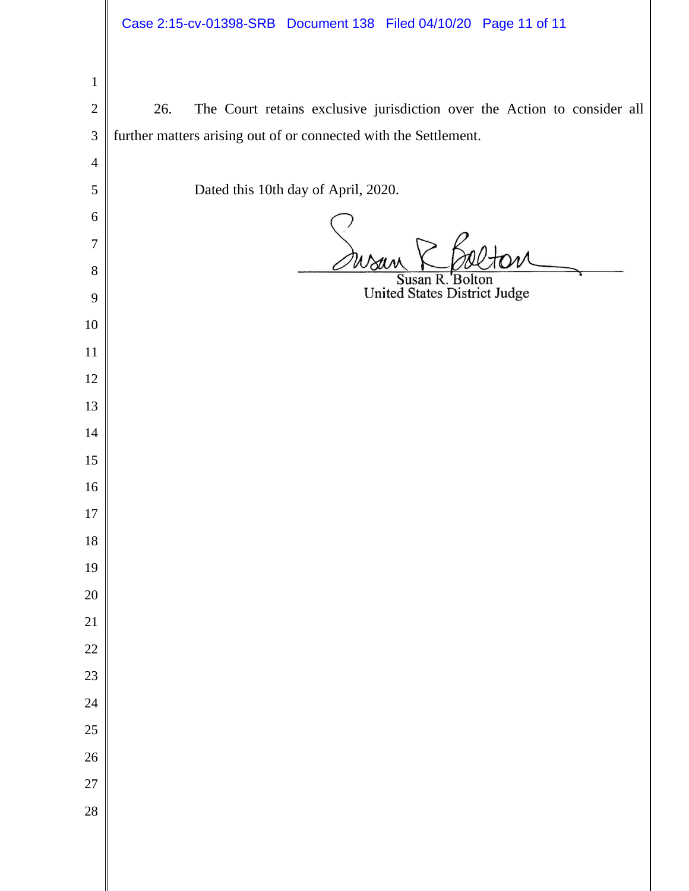26. The Court retains exclusive jurisdiction over the Action to consider all further matters arising out of or connected with the Settlement.

Dated this 10th day of April, 2020.

Susan R. Bolton
United States District Judge